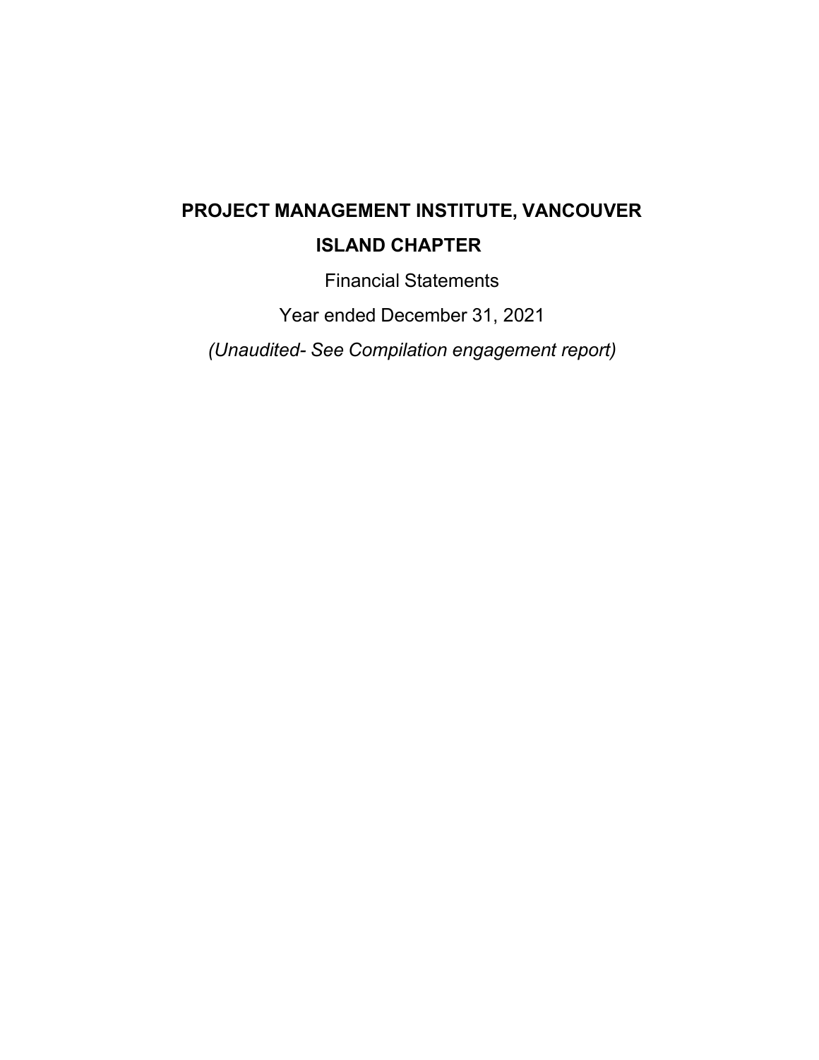# PROJECT MANAGEMENT INSTITUTE, VANCOUVER ISLAND CHAPTER

Financial Statements

Year ended December 31, 2021

*(Unaudited- See Compilation engagement report)*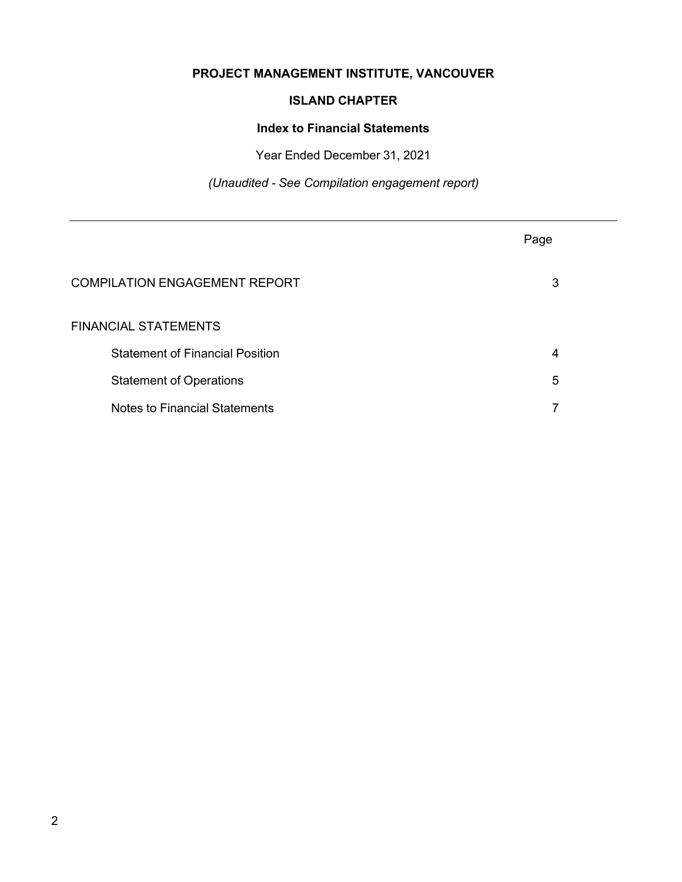**PROJECT MANAGEMENT INSTITUTE, VANCOUVER**

**ISLAND CHAPTER**

**Index to Financial Statements**

Year Ended December 31, 2021

*(Unaudited - See Compilation engagement report)*

---

| | Page |
|---|---|
| COMPILATION ENGAGEMENT REPORT | 3 |
| FINANCIAL STATEMENTS | |
| Statement of Financial Position | 4 |
| Statement of Operations | 5 |
| Notes to Financial Statements | 7 |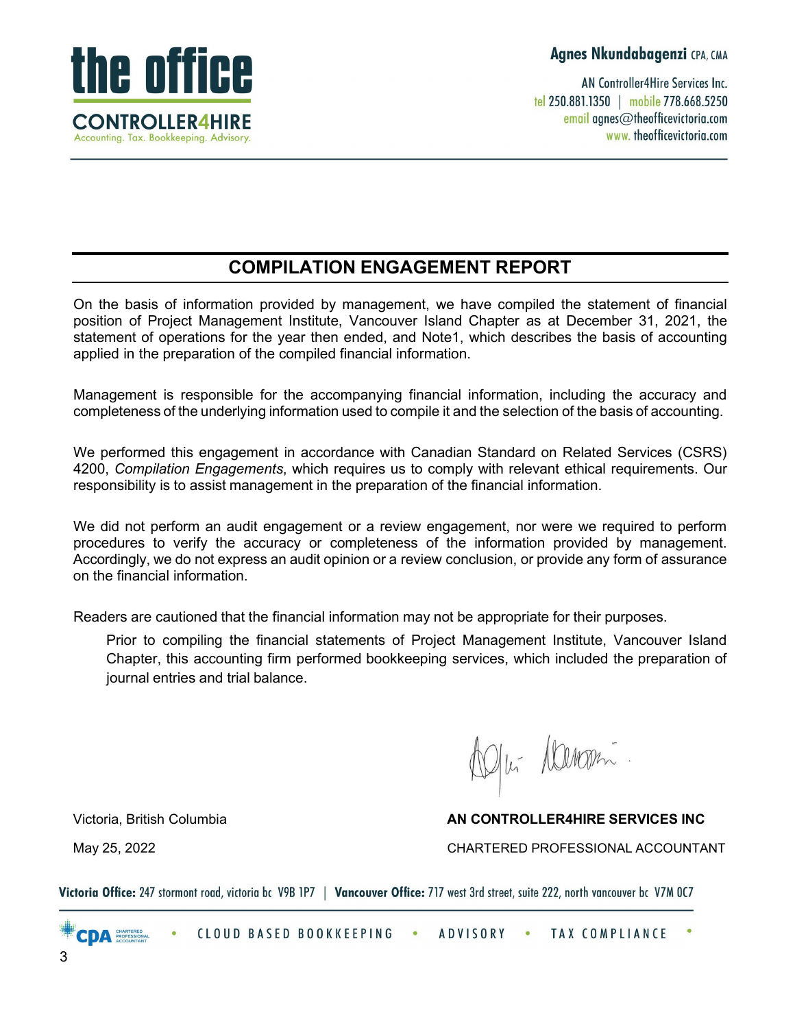**the office**

**CONTROLLER4HIRE**
Accounting. Tax. Bookkeeping. Advisory.

**Agnes Nkundabagenzi** CPA, CMA

AN Controller4Hire Services Inc.
tel 250.881.1350 | mobile 778.668.5250
email agnes@theofficevictoria.com
www. theofficevictoria.com

## COMPILATION ENGAGEMENT REPORT

On the basis of information provided by management, we have compiled the statement of financial position of Project Management Institute, Vancouver Island Chapter as at December 31, 2021, the statement of operations for the year then ended, and Note1, which describes the basis of accounting applied in the preparation of the compiled financial information.

Management is responsible for the accompanying financial information, including the accuracy and completeness of the underlying information used to compile it and the selection of the basis of accounting.

We performed this engagement in accordance with Canadian Standard on Related Services (CSRS) 4200, *Compilation Engagements*, which requires us to comply with relevant ethical requirements. Our responsibility is to assist management in the preparation of the financial information.

We did not perform an audit engagement or a review engagement, nor were we required to perform procedures to verify the accuracy or completeness of the information provided by management. Accordingly, we do not express an audit opinion or a review conclusion, or provide any form of assurance on the financial information.

Readers are cautioned that the financial information may not be appropriate for their purposes.

Prior to compiling the financial statements of Project Management Institute, Vancouver Island Chapter, this accounting firm performed bookkeeping services, which included the preparation of journal entries and trial balance.

Victoria, British Columbia

May 25, 2022

**AN CONTROLLER4HIRE SERVICES INC**

CHARTERED PROFESSIONAL ACCOUNTANT

**Victoria Office:** 247 stormont road, victoria bc V9B 1P7 | **Vancouver Office:** 717 west 3rd street, suite 222, north vancouver bc V7M 0C7

CPA CHARTERED PROFESSIONAL ACCOUNTANT • CLOUD BASED BOOKKEEPING • ADVISORY • TAX COMPLIANCE •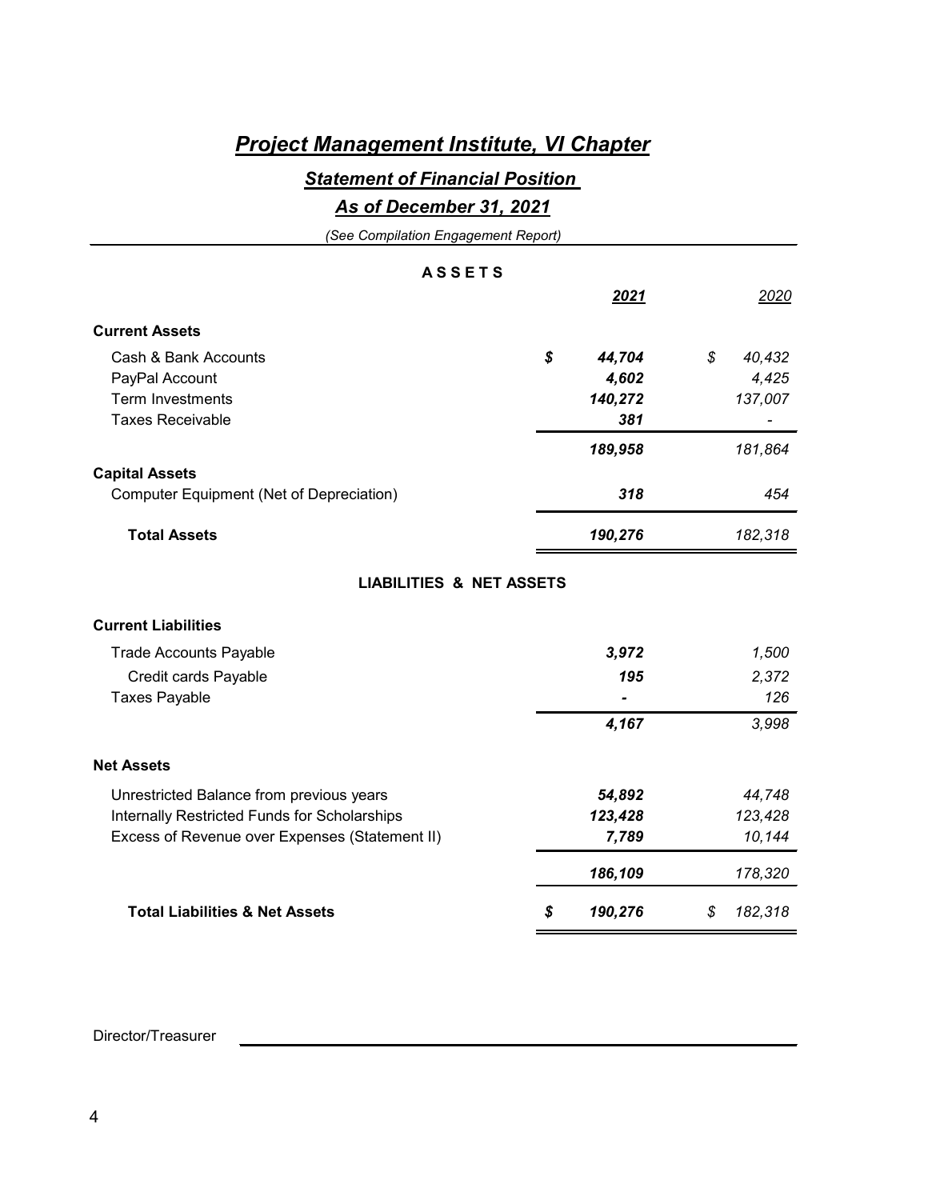# *Project Management Institute, VI Chapter*

## *Statement of Financial Position*

## *As of December 31, 2021*

*(See Compilation Engagement Report)*

| **A S S E T S** | ***2021*** | *2020* |
|---|---|---|
| **Current Assets** | | |
| Cash & Bank Accounts | ***$ 44,704*** | *$ 40,432* |
| PayPal Account | ***4,602*** | *4,425* |
| Term Investments | ***140,272*** | *137,007* |
| Taxes Receivable | ***381*** | *-* |
| | ***189,958*** | *181,864* |
| **Capital Assets** | | |
| Computer Equipment (Net of Depreciation) | ***318*** | *454* |
| **Total Assets** | ***190,276*** | *182,318* |
| **LIABILITIES & NET ASSETS** | | |
| **Current Liabilities** | | |
| Trade Accounts Payable | ***3,972*** | *1,500* |
| Credit cards Payable | ***195*** | *2,372* |
| Taxes Payable | ***-*** | *126* |
| | ***4,167*** | *3,998* |
| **Net Assets** | | |
| Unrestricted Balance from previous years | ***54,892*** | *44,748* |
| Internally Restricted Funds for Scholarships | ***123,428*** | *123,428* |
| Excess of Revenue over Expenses (Statement II) | ***7,789*** | *10,144* |
| | ***186,109*** | *178,320* |
| **Total Liabilities & Net Assets** | ***$ 190,276*** | *$ 182,318* |

Director/Treasurer ______________________________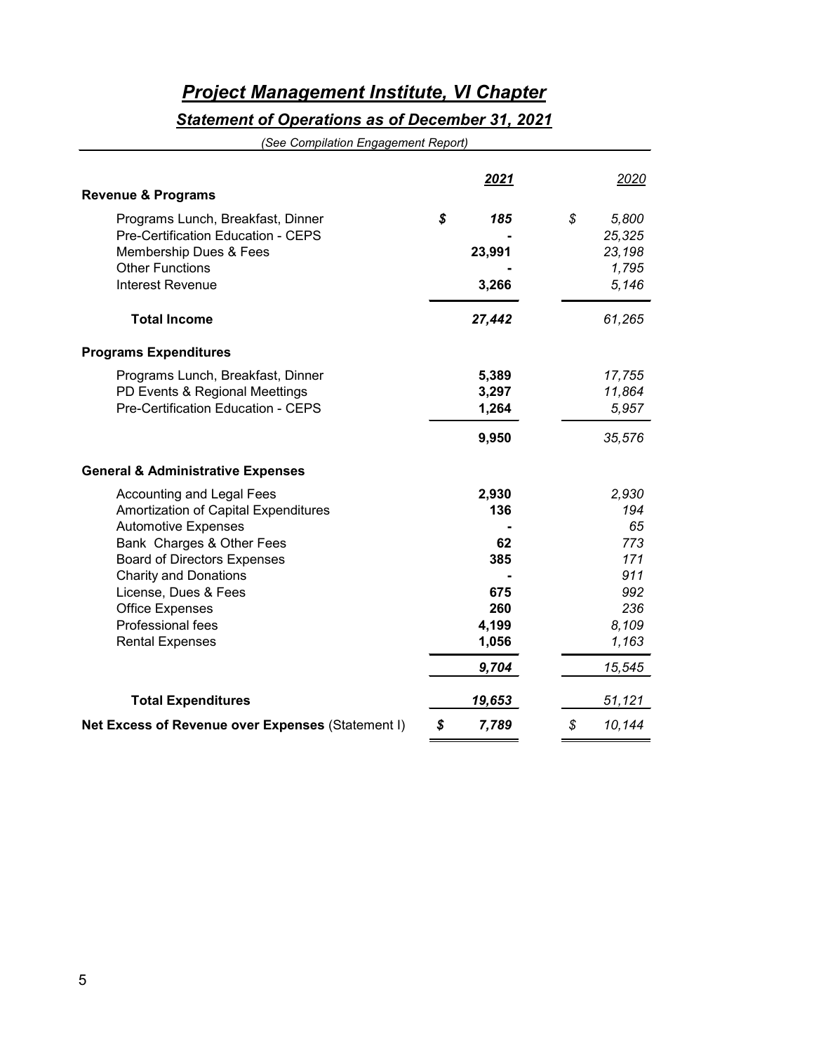# *Project Management Institute, VI Chapter*

## *Statement of Operations as of December 31, 2021*

*(See Compilation Engagement Report)*

| | 2021 | 2020 |
|---|---|---|
| **Revenue & Programs** | | |
| Programs Lunch, Breakfast, Dinner | $ 185 | $ 5,800 |
| Pre-Certification Education - CEPS | - | 25,325 |
| Membership Dues & Fees | 23,991 | 23,198 |
| Other Functions | - | 1,795 |
| Interest Revenue | 3,266 | 5,146 |
| **Total Income** | 27,442 | 61,265 |
| **Programs Expenditures** | | |
| Programs Lunch, Breakfast, Dinner | 5,389 | 17,755 |
| PD Events & Regional Meettings | 3,297 | 11,864 |
| Pre-Certification Education - CEPS | 1,264 | 5,957 |
| | 9,950 | 35,576 |
| **General & Administrative Expenses** | | |
| Accounting and Legal Fees | 2,930 | 2,930 |
| Amortization of Capital Expenditures | 136 | 194 |
| Automotive Expenses | - | 65 |
| Bank Charges & Other Fees | 62 | 773 |
| Board of Directors Expenses | 385 | 171 |
| Charity and Donations | - | 911 |
| License, Dues & Fees | 675 | 992 |
| Office Expenses | 260 | 236 |
| Professional fees | 4,199 | 8,109 |
| Rental Expenses | 1,056 | 1,163 |
| | 9,704 | 15,545 |
| **Total Expenditures** | 19,653 | 51,121 |
| **Net Excess of Revenue over Expenses** (Statement I) | $ 7,789 | $ 10,144 |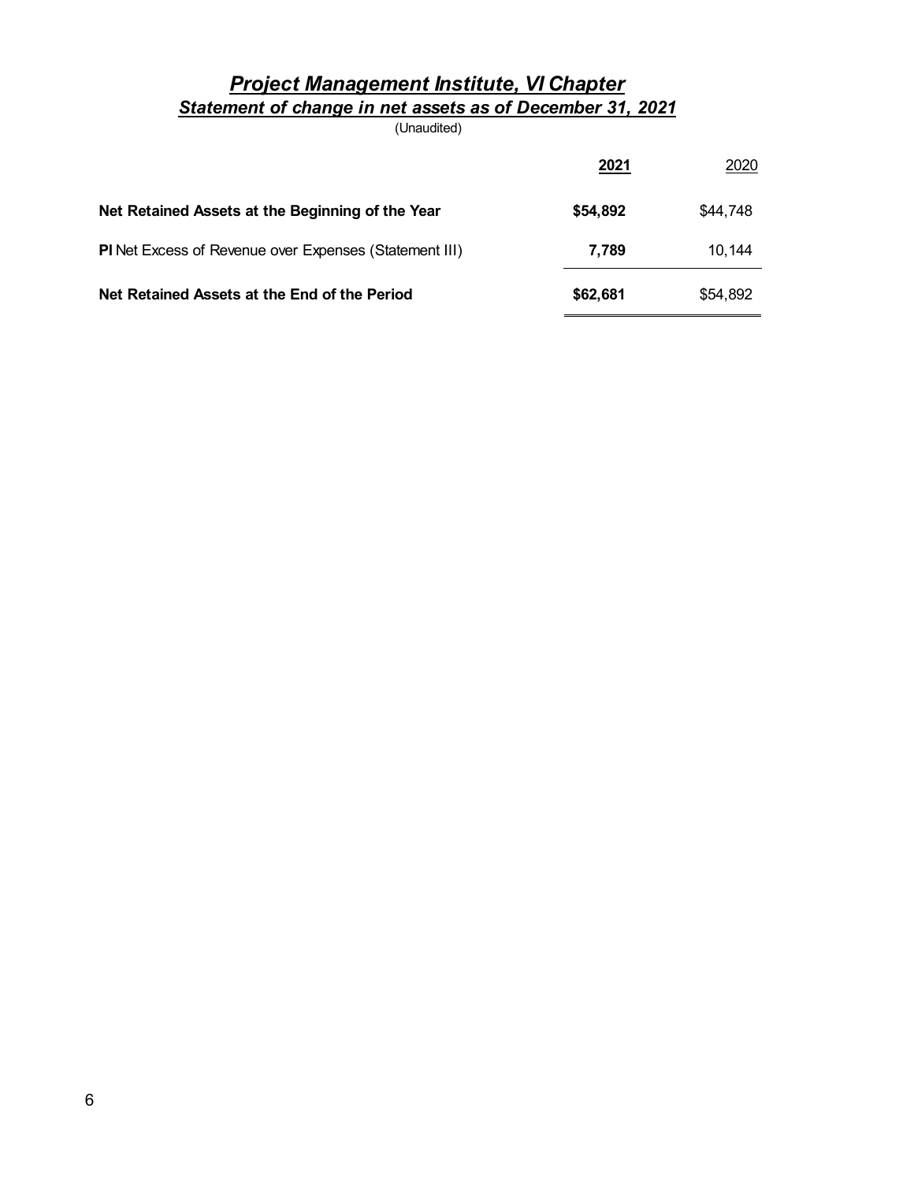# ***Project Management Institute, VI Chapter***

## ***Statement of change in net assets as of December 31, 2021***

(Unaudited)

| | **2021** | 2020 |
|---|---|---|
| **Net Retained Assets at the Beginning of the Year** | **$54,892** | $44,748 |
| **PI** Net Excess of Revenue over Expenses (Statement III) | **7,789** | 10,144 |
| **Net Retained Assets at the End of the Period** | **$62,681** | $54,892 |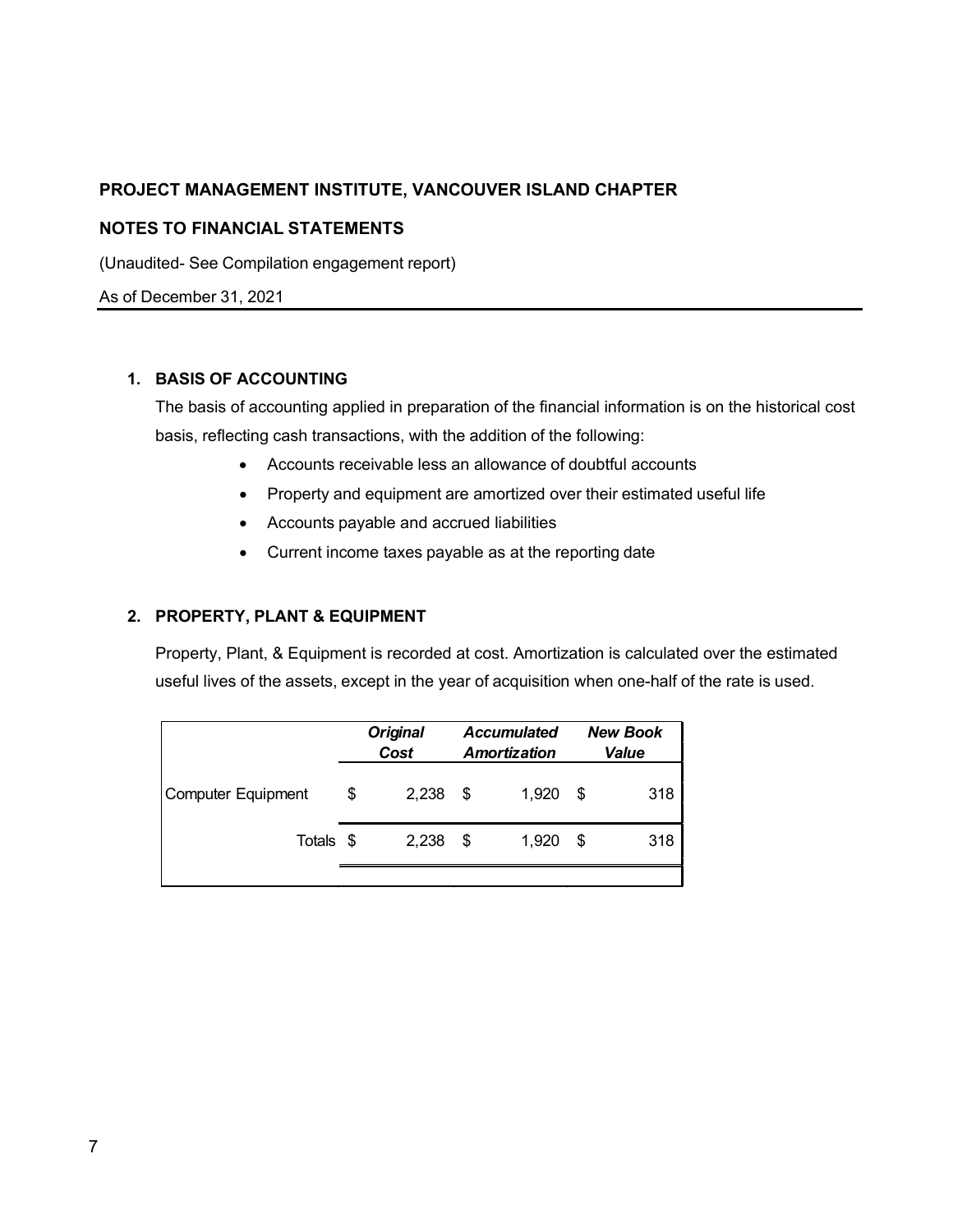**PROJECT MANAGEMENT INSTITUTE, VANCOUVER ISLAND CHAPTER**

**NOTES TO FINANCIAL STATEMENTS**

(Unaudited- See Compilation engagement report)

As of December 31, 2021

## 1. BASIS OF ACCOUNTING

The basis of accounting applied in preparation of the financial information is on the historical cost basis, reflecting cash transactions, with the addition of the following:

- Accounts receivable less an allowance of doubtful accounts
- Property and equipment are amortized over their estimated useful life
- Accounts payable and accrued liabilities
- Current income taxes payable as at the reporting date

## 2. PROPERTY, PLANT & EQUIPMENT

Property, Plant, & Equipment is recorded at cost. Amortization is calculated over the estimated useful lives of the assets, except in the year of acquisition when one-half of the rate is used.

| | *Original Cost* | *Accumulated Amortization* | *New Book Value* |
|---|---|---|---|
| Computer Equipment | $ 2,238 | $ 1,920 | $ 318 |
| Totals | $ 2,238 | $ 1,920 | $ 318 |